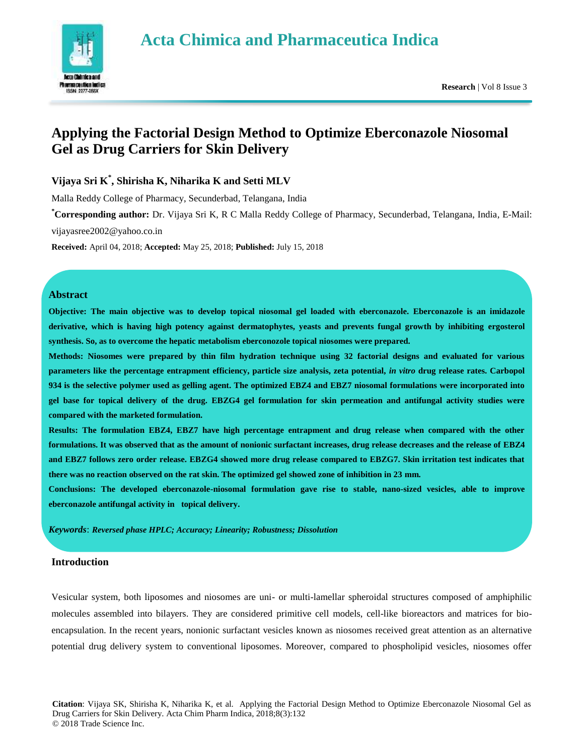# Applying the Factorial Design Method to Optimize Eberconazole Niosomal Gel as Drug Carriers for Skin Delivery

**Vijaya Sri K[*], Shirisha K, Niharika K and Setti MLV**

Malla Reddy College of Pharmacy, Secunderbad, Telangana, India

[*]**Corresponding author:** Dr. Vijaya Sri K, R C Malla Reddy College of Pharmacy, Secunderbad, Telangana, India, E-Mail: vijayasree2002@yahoo.co.in

**Received:** April 04, 2018; **Accepted:** May 25, 2018; **Published:** July 15, 2018

## Abstract

**Objective: The main objective was to develop topical niosomal gel loaded with eberconazole. Eberconazole is an imidazole derivative, which is having high potency against dermatophytes, yeasts and prevents fungal growth by inhibiting ergosterol synthesis. So, as to overcome the hepatic metabolism eberconozole topical niosomes were prepared.**

**Methods: Niosomes were prepared by thin film hydration technique using 32 factorial designs and evaluated for various parameters like the percentage entrapment efficiency, particle size analysis, zeta potential, *in vitro* drug release rates. Carbopol 934 is the selective polymer used as gelling agent. The optimized EBZ4 and EBZ7 niosomal formulations were incorporated into gel base for topical delivery of the drug. EBZG4 gel formulation for skin permeation and antifungal activity studies were compared with the marketed formulation.**

**Results: The formulation EBZ4, EBZ7 have high percentage entrapment and drug release when compared with the other formulations. It was observed that as the amount of nonionic surfactant increases, drug release decreases and the release of EBZ4 and EBZ7 follows zero order release. EBZG4 showed more drug release compared to EBZG7. Skin irritation test indicates that there was no reaction observed on the rat skin. The optimized gel showed zone of inhibition in 23 mm.**

**Conclusions: The developed eberconazole-niosomal formulation gave rise to stable, nano-sized vesicles, able to improve eberconazole antifungal activity in topical delivery.**

***Keywords*: *Reversed phase HPLC; Accuracy; Linearity; Robustness; Dissolution***

## Introduction

Vesicular system, both liposomes and niosomes are uni- or multi-lamellar spheroidal structures composed of amphiphilic molecules assembled into bilayers. They are considered primitive cell models, cell-like bioreactors and matrices for bio-encapsulation. In the recent years, nonionic surfactant vesicles known as niosomes received great attention as an alternative potential drug delivery system to conventional liposomes. Moreover, compared to phospholipid vesicles, niosomes offer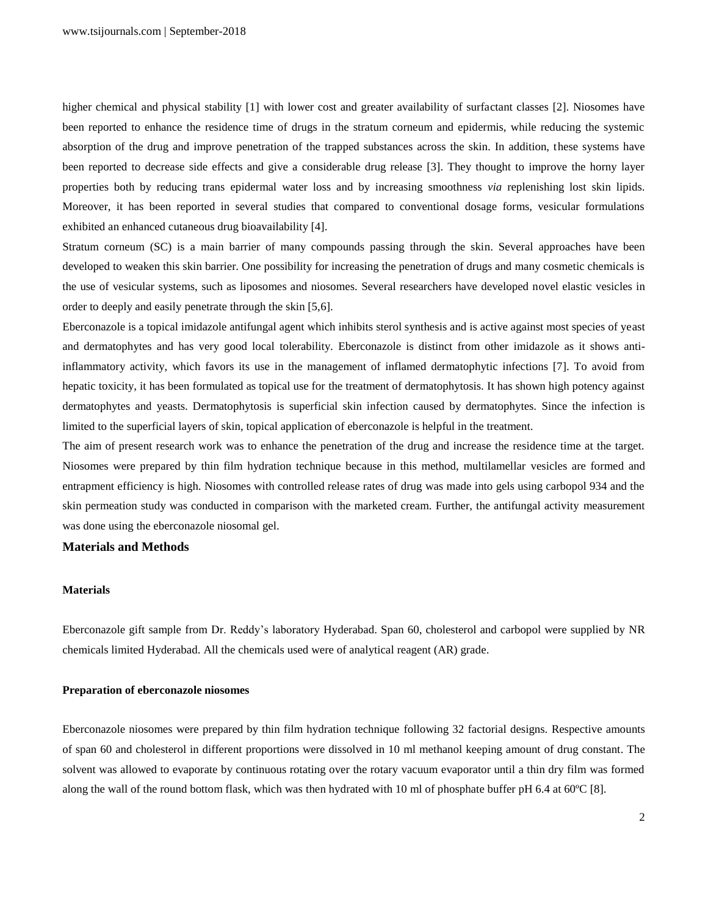higher chemical and physical stability [1] with lower cost and greater availability of surfactant classes [2]. Niosomes have been reported to enhance the residence time of drugs in the stratum corneum and epidermis, while reducing the systemic absorption of the drug and improve penetration of the trapped substances across the skin. In addition, these systems have been reported to decrease side effects and give a considerable drug release [3]. They thought to improve the horny layer properties both by reducing trans epidermal water loss and by increasing smoothness *via* replenishing lost skin lipids. Moreover, it has been reported in several studies that compared to conventional dosage forms, vesicular formulations exhibited an enhanced cutaneous drug bioavailability [4].

Stratum corneum (SC) is a main barrier of many compounds passing through the skin. Several approaches have been developed to weaken this skin barrier. One possibility for increasing the penetration of drugs and many cosmetic chemicals is the use of vesicular systems, such as liposomes and niosomes. Several researchers have developed novel elastic vesicles in order to deeply and easily penetrate through the skin [5,6].

Eberconazole is a topical imidazole antifungal agent which inhibits sterol synthesis and is active against most species of yeast and dermatophytes and has very good local tolerability. Eberconazole is distinct from other imidazole as it shows anti-inflammatory activity, which favors its use in the management of inflamed dermatophytic infections [7]. To avoid from hepatic toxicity, it has been formulated as topical use for the treatment of dermatophytosis. It has shown high potency against dermatophytes and yeasts. Dermatophytosis is superficial skin infection caused by dermatophytes. Since the infection is limited to the superficial layers of skin, topical application of eberconazole is helpful in the treatment.

The aim of present research work was to enhance the penetration of the drug and increase the residence time at the target. Niosomes were prepared by thin film hydration technique because in this method, multilamellar vesicles are formed and entrapment efficiency is high. Niosomes with controlled release rates of drug was made into gels using carbopol 934 and the skin permeation study was conducted in comparison with the marketed cream. Further, the antifungal activity measurement was done using the eberconazole niosomal gel.

## Materials and Methods

### Materials

Eberconazole gift sample from Dr. Reddy's laboratory Hyderabad. Span 60, cholesterol and carbopol were supplied by NR chemicals limited Hyderabad. All the chemicals used were of analytical reagent (AR) grade.

### Preparation of eberconazole niosomes

Eberconazole niosomes were prepared by thin film hydration technique following 32 factorial designs. Respective amounts of span 60 and cholesterol in different proportions were dissolved in 10 ml methanol keeping amount of drug constant. The solvent was allowed to evaporate by continuous rotating over the rotary vacuum evaporator until a thin dry film was formed along the wall of the round bottom flask, which was then hydrated with 10 ml of phosphate buffer pH 6.4 at 60ºC [8].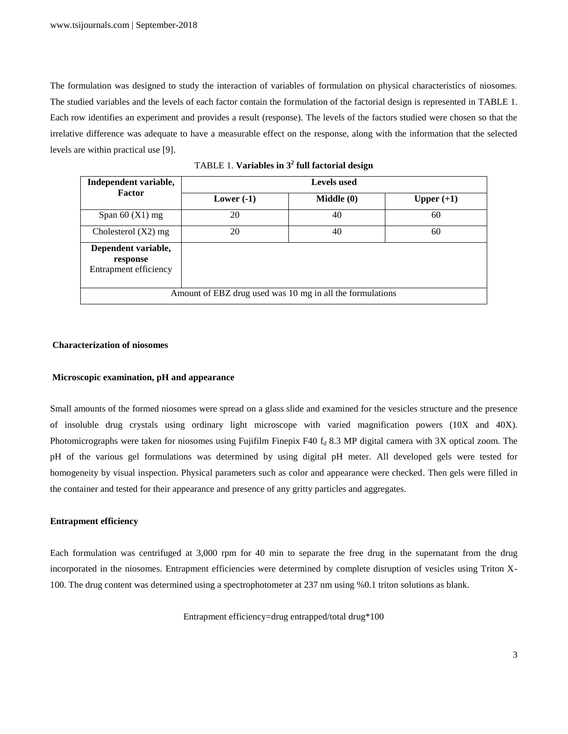The formulation was designed to study the interaction of variables of formulation on physical characteristics of niosomes. The studied variables and the levels of each factor contain the formulation of the factorial design is represented in TABLE 1. Each row identifies an experiment and provides a result (response). The levels of the factors studied were chosen so that the irrelative difference was adequate to have a measurable effect on the response, along with the information that the selected levels are within practical use [9].

TABLE 1. **Variables in $3^2$ full factorial design**

| **Independent variable, Factor** | **Levels used** | | |
|---|---|---|---|
| | **Lower (-1)** | **Middle (0)** | **Upper (+1)** |
| Span 60 (X1) mg | 20 | 40 | 60 |
| Cholesterol (X2) mg | 20 | 40 | 60 |
| **Dependent variable, response** Entrapment efficiency | | | |
| Amount of EBZ drug used was 10 mg in all the formulations | | | |

### Characterization of niosomes

#### Microscopic examination, pH and appearance

Small amounts of the formed niosomes were spread on a glass slide and examined for the vesicles structure and the presence of insoluble drug crystals using ordinary light microscope with varied magnification powers (10X and 40X). Photomicrographs were taken for niosomes using Fujifilm Finepix F40 $f_d$ 8.3 MP digital camera with 3X optical zoom. The pH of the various gel formulations was determined by using digital pH meter. All developed gels were tested for homogeneity by visual inspection. Physical parameters such as color and appearance were checked. Then gels were filled in the container and tested for their appearance and presence of any gritty particles and aggregates.

#### Entrapment efficiency

Each formulation was centrifuged at 3,000 rpm for 40 min to separate the free drug in the supernatant from the drug incorporated in the niosomes. Entrapment efficiencies were determined by complete disruption of vesicles using Triton X-100. The drug content was determined using a spectrophotometer at 237 nm using %0.1 triton solutions as blank.

$$\text{Entrapment efficiency} = \text{drug entrapped}/\text{total drug} * 100$$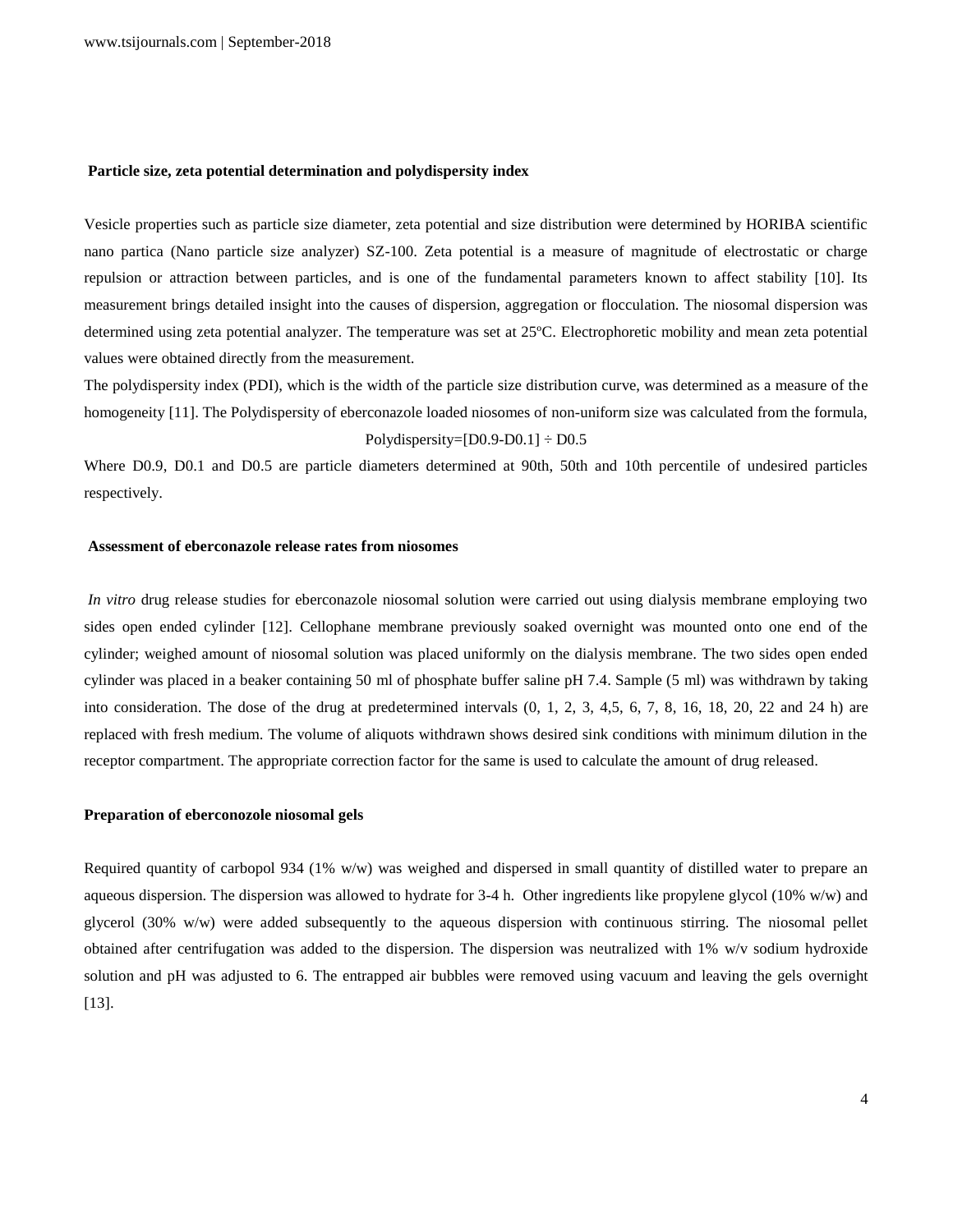### Particle size, zeta potential determination and polydispersity index

Vesicle properties such as particle size diameter, zeta potential and size distribution were determined by HORIBA scientific nano partica (Nano particle size analyzer) SZ-100. Zeta potential is a measure of magnitude of electrostatic or charge repulsion or attraction between particles, and is one of the fundamental parameters known to affect stability [10]. Its measurement brings detailed insight into the causes of dispersion, aggregation or flocculation. The niosomal dispersion was determined using zeta potential analyzer. The temperature was set at 25ºC. Electrophoretic mobility and mean zeta potential values were obtained directly from the measurement.

The polydispersity index (PDI), which is the width of the particle size distribution curve, was determined as a measure of the homogeneity [11]. The Polydispersity of eberconazole loaded niosomes of non-uniform size was calculated from the formula,

$$\text{Polydispersity}=[D0.9-D0.1] \div D0.5$$

Where D0.9, D0.1 and D0.5 are particle diameters determined at 90th, 50th and 10th percentile of undesired particles respectively.

### Assessment of eberconazole release rates from niosomes

*In vitro* drug release studies for eberconazole niosomal solution were carried out using dialysis membrane employing two sides open ended cylinder [12]. Cellophane membrane previously soaked overnight was mounted onto one end of the cylinder; weighed amount of niosomal solution was placed uniformly on the dialysis membrane. The two sides open ended cylinder was placed in a beaker containing 50 ml of phosphate buffer saline pH 7.4. Sample (5 ml) was withdrawn by taking into consideration. The dose of the drug at predetermined intervals (0, 1, 2, 3, 4,5, 6, 7, 8, 16, 18, 20, 22 and 24 h) are replaced with fresh medium. The volume of aliquots withdrawn shows desired sink conditions with minimum dilution in the receptor compartment. The appropriate correction factor for the same is used to calculate the amount of drug released.

### Preparation of eberconozole niosomal gels

Required quantity of carbopol 934 (1% w/w) was weighed and dispersed in small quantity of distilled water to prepare an aqueous dispersion. The dispersion was allowed to hydrate for 3-4 h. Other ingredients like propylene glycol (10% w/w) and glycerol (30% w/w) were added subsequently to the aqueous dispersion with continuous stirring. The niosomal pellet obtained after centrifugation was added to the dispersion. The dispersion was neutralized with 1% w/v sodium hydroxide solution and pH was adjusted to 6. The entrapped air bubbles were removed using vacuum and leaving the gels overnight [13].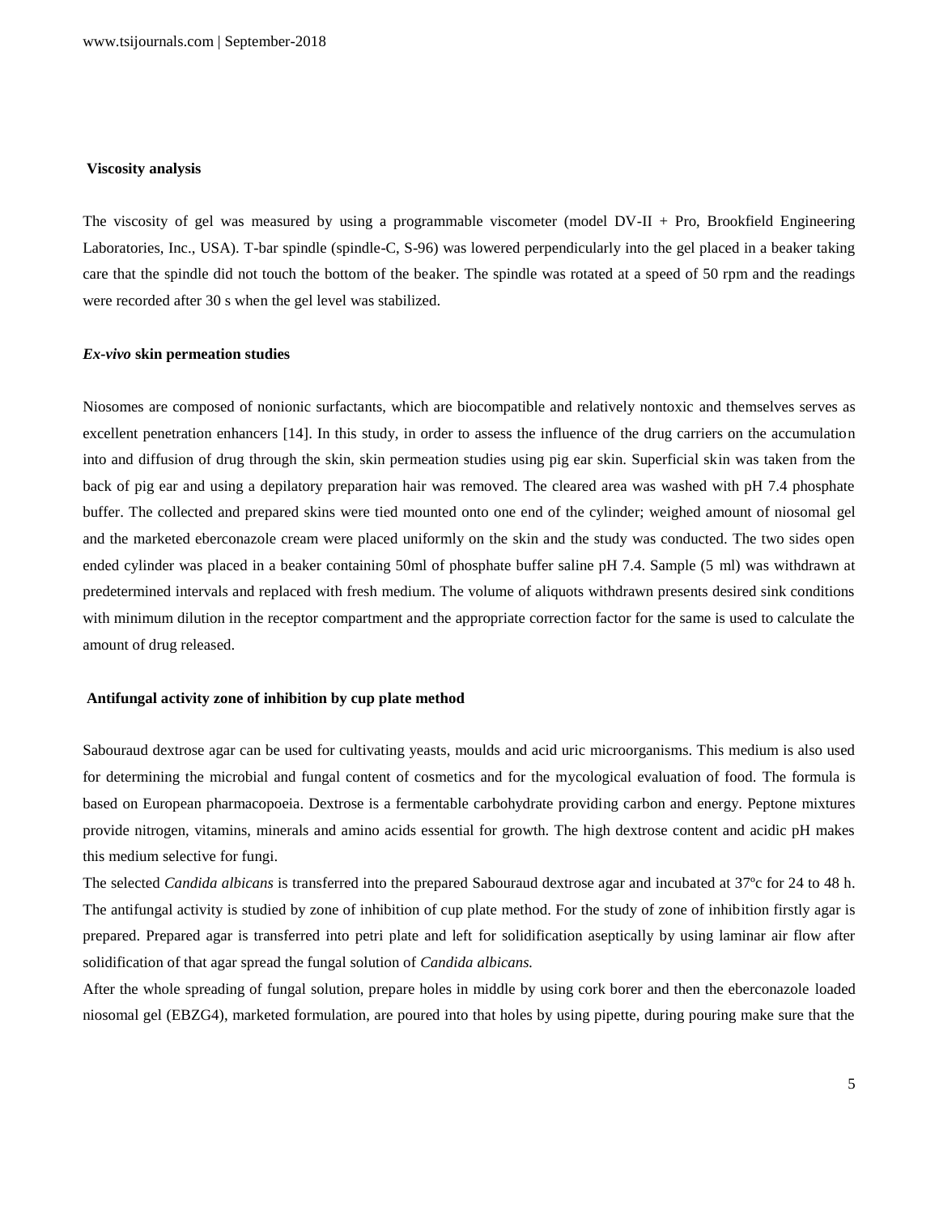### Viscosity analysis

The viscosity of gel was measured by using a programmable viscometer (model DV-II + Pro, Brookfield Engineering Laboratories, Inc., USA). T-bar spindle (spindle-C, S-96) was lowered perpendicularly into the gel placed in a beaker taking care that the spindle did not touch the bottom of the beaker. The spindle was rotated at a speed of 50 rpm and the readings were recorded after 30 s when the gel level was stabilized.

### *Ex-vivo* skin permeation studies

Niosomes are composed of nonionic surfactants, which are biocompatible and relatively nontoxic and themselves serves as excellent penetration enhancers [14]. In this study, in order to assess the influence of the drug carriers on the accumulation into and diffusion of drug through the skin, skin permeation studies using pig ear skin. Superficial skin was taken from the back of pig ear and using a depilatory preparation hair was removed. The cleared area was washed with pH 7.4 phosphate buffer. The collected and prepared skins were tied mounted onto one end of the cylinder; weighed amount of niosomal gel and the marketed eberconazole cream were placed uniformly on the skin and the study was conducted. The two sides open ended cylinder was placed in a beaker containing 50ml of phosphate buffer saline pH 7.4. Sample (5 ml) was withdrawn at predetermined intervals and replaced with fresh medium. The volume of aliquots withdrawn presents desired sink conditions with minimum dilution in the receptor compartment and the appropriate correction factor for the same is used to calculate the amount of drug released.

### Antifungal activity zone of inhibition by cup plate method

Sabouraud dextrose agar can be used for cultivating yeasts, moulds and acid uric microorganisms. This medium is also used for determining the microbial and fungal content of cosmetics and for the mycological evaluation of food. The formula is based on European pharmacopoeia. Dextrose is a fermentable carbohydrate providing carbon and energy. Peptone mixtures provide nitrogen, vitamins, minerals and amino acids essential for growth. The high dextrose content and acidic pH makes this medium selective for fungi.

The selected *Candida albicans* is transferred into the prepared Sabouraud dextrose agar and incubated at 37ºc for 24 to 48 h. The antifungal activity is studied by zone of inhibition of cup plate method. For the study of zone of inhibition firstly agar is prepared. Prepared agar is transferred into petri plate and left for solidification aseptically by using laminar air flow after solidification of that agar spread the fungal solution of *Candida albicans.*

After the whole spreading of fungal solution, prepare holes in middle by using cork borer and then the eberconazole loaded niosomal gel (EBZG4), marketed formulation, are poured into that holes by using pipette, during pouring make sure that the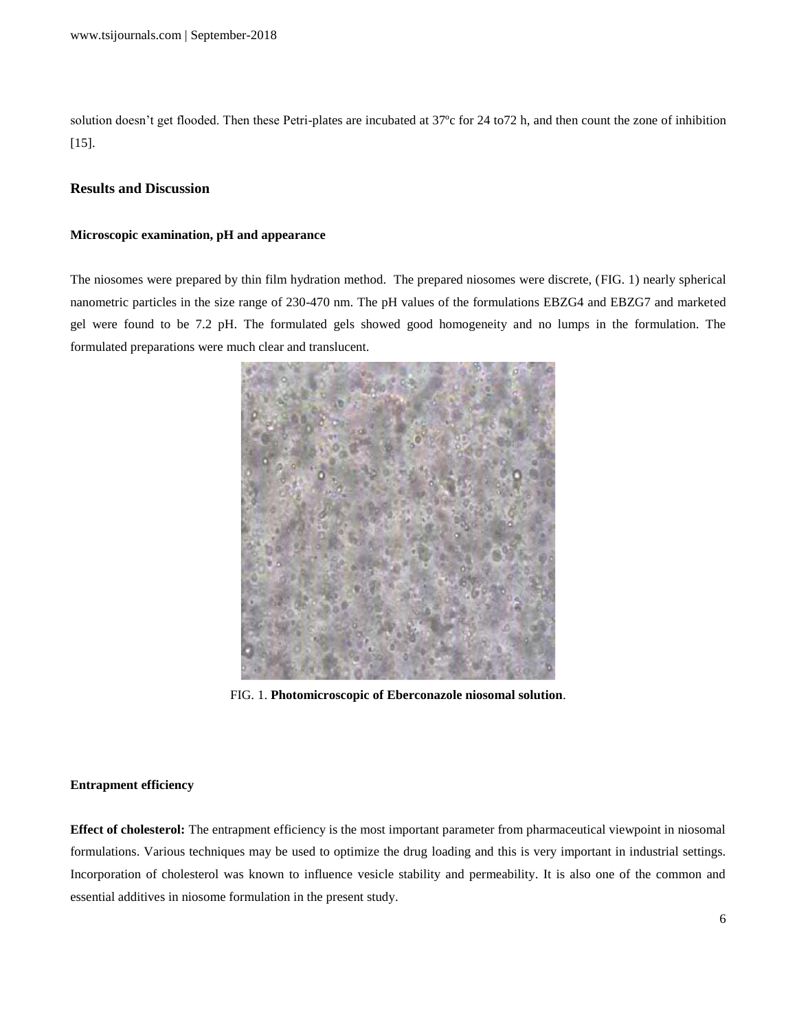solution doesn't get flooded. Then these Petri-plates are incubated at 37ºc for 24 to72 h, and then count the zone of inhibition [15].

## Results and Discussion

### Microscopic examination, pH and appearance

The niosomes were prepared by thin film hydration method. The prepared niosomes were discrete, (FIG. 1) nearly spherical nanometric particles in the size range of 230-470 nm. The pH values of the formulations EBZG4 and EBZG7 and marketed gel were found to be 7.2 pH. The formulated gels showed good homogeneity and no lumps in the formulation. The formulated preparations were much clear and translucent.

FIG. 1. **Photomicroscopic of Eberconazole niosomal solution**.

### Entrapment efficiency

**Effect of cholesterol:** The entrapment efficiency is the most important parameter from pharmaceutical viewpoint in niosomal formulations. Various techniques may be used to optimize the drug loading and this is very important in industrial settings. Incorporation of cholesterol was known to influence vesicle stability and permeability. It is also one of the common and essential additives in niosome formulation in the present study.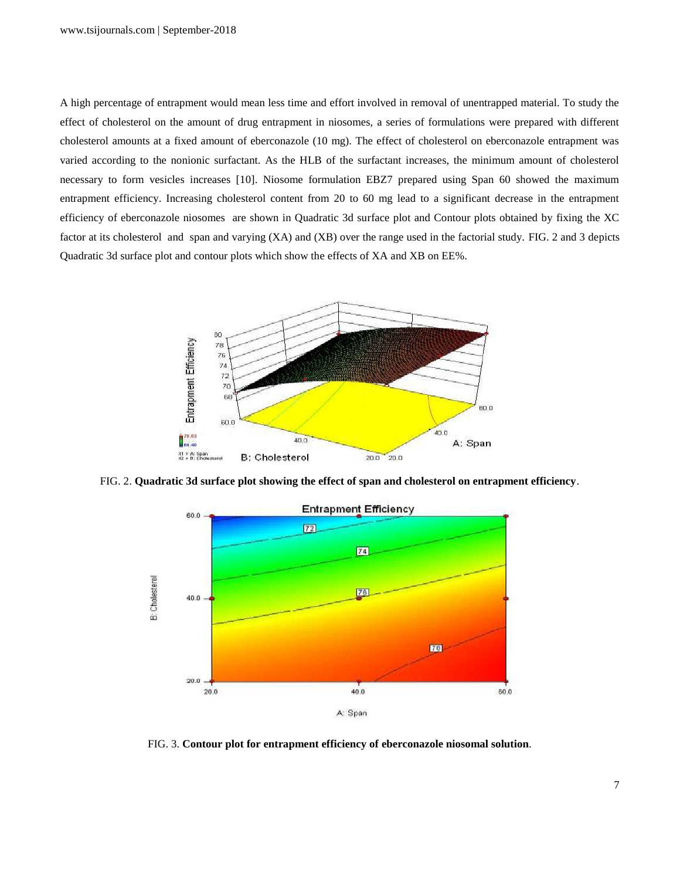A high percentage of entrapment would mean less time and effort involved in removal of unentrapped material. To study the effect of cholesterol on the amount of drug entrapment in niosomes, a series of formulations were prepared with different cholesterol amounts at a fixed amount of eberconazole (10 mg). The effect of cholesterol on eberconazole entrapment was varied according to the nonionic surfactant. As the HLB of the surfactant increases, the minimum amount of cholesterol necessary to form vesicles increases [10]. Niosome formulation EBZ7 prepared using Span 60 showed the maximum entrapment efficiency. Increasing cholesterol content from 20 to 60 mg lead to a significant decrease in the entrapment efficiency of eberconazole niosomes are shown in Quadratic 3d surface plot and Contour plots obtained by fixing the XC factor at its cholesterol and span and varying (XA) and (XB) over the range used in the factorial study. FIG. 2 and 3 depicts Quadratic 3d surface plot and contour plots which show the effects of XA and XB on EE%.

FIG. 2. **Quadratic 3d surface plot showing the effect of span and cholesterol on entrapment efficiency**.

FIG. 3. **Contour plot for entrapment efficiency of eberconazole niosomal solution**.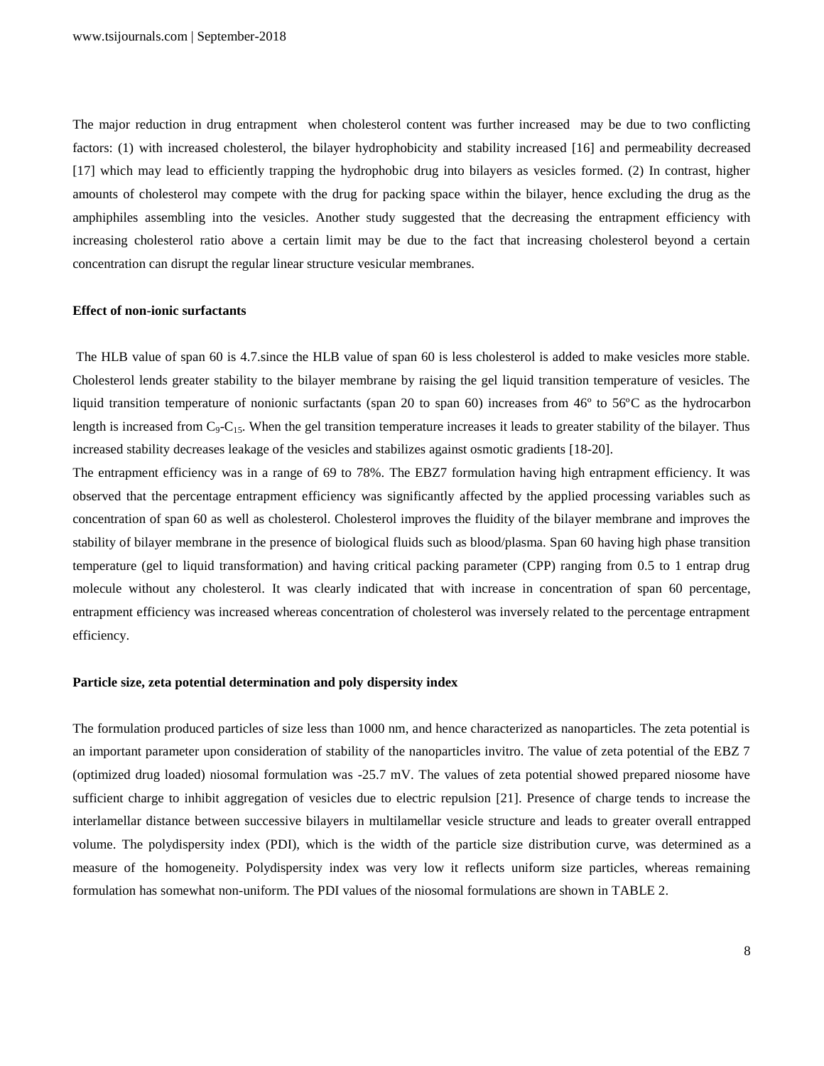The major reduction in drug entrapment when cholesterol content was further increased may be due to two conflicting factors: (1) with increased cholesterol, the bilayer hydrophobicity and stability increased [16] and permeability decreased [17] which may lead to efficiently trapping the hydrophobic drug into bilayers as vesicles formed. (2) In contrast, higher amounts of cholesterol may compete with the drug for packing space within the bilayer, hence excluding the drug as the amphiphiles assembling into the vesicles. Another study suggested that the decreasing the entrapment efficiency with increasing cholesterol ratio above a certain limit may be due to the fact that increasing cholesterol beyond a certain concentration can disrupt the regular linear structure vesicular membranes.

**Effect of non-ionic surfactants**

The HLB value of span 60 is 4.7.since the HLB value of span 60 is less cholesterol is added to make vesicles more stable. Cholesterol lends greater stability to the bilayer membrane by raising the gel liquid transition temperature of vesicles. The liquid transition temperature of nonionic surfactants (span 20 to span 60) increases from 46º to 56ºC as the hydrocarbon length is increased from $C_9$-$C_{15}$. When the gel transition temperature increases it leads to greater stability of the bilayer. Thus increased stability decreases leakage of the vesicles and stabilizes against osmotic gradients [18-20].

The entrapment efficiency was in a range of 69 to 78%. The EBZ7 formulation having high entrapment efficiency. It was observed that the percentage entrapment efficiency was significantly affected by the applied processing variables such as concentration of span 60 as well as cholesterol. Cholesterol improves the fluidity of the bilayer membrane and improves the stability of bilayer membrane in the presence of biological fluids such as blood/plasma. Span 60 having high phase transition temperature (gel to liquid transformation) and having critical packing parameter (CPP) ranging from 0.5 to 1 entrap drug molecule without any cholesterol. It was clearly indicated that with increase in concentration of span 60 percentage, entrapment efficiency was increased whereas concentration of cholesterol was inversely related to the percentage entrapment efficiency.

**Particle size, zeta potential determination and poly dispersity index**

The formulation produced particles of size less than 1000 nm, and hence characterized as nanoparticles. The zeta potential is an important parameter upon consideration of stability of the nanoparticles invitro. The value of zeta potential of the EBZ 7 (optimized drug loaded) niosomal formulation was -25.7 mV. The values of zeta potential showed prepared niosome have sufficient charge to inhibit aggregation of vesicles due to electric repulsion [21]. Presence of charge tends to increase the interlamellar distance between successive bilayers in multilamellar vesicle structure and leads to greater overall entrapped volume. The polydispersity index (PDI), which is the width of the particle size distribution curve, was determined as a measure of the homogeneity. Polydispersity index was very low it reflects uniform size particles, whereas remaining formulation has somewhat non-uniform. The PDI values of the niosomal formulations are shown in TABLE 2.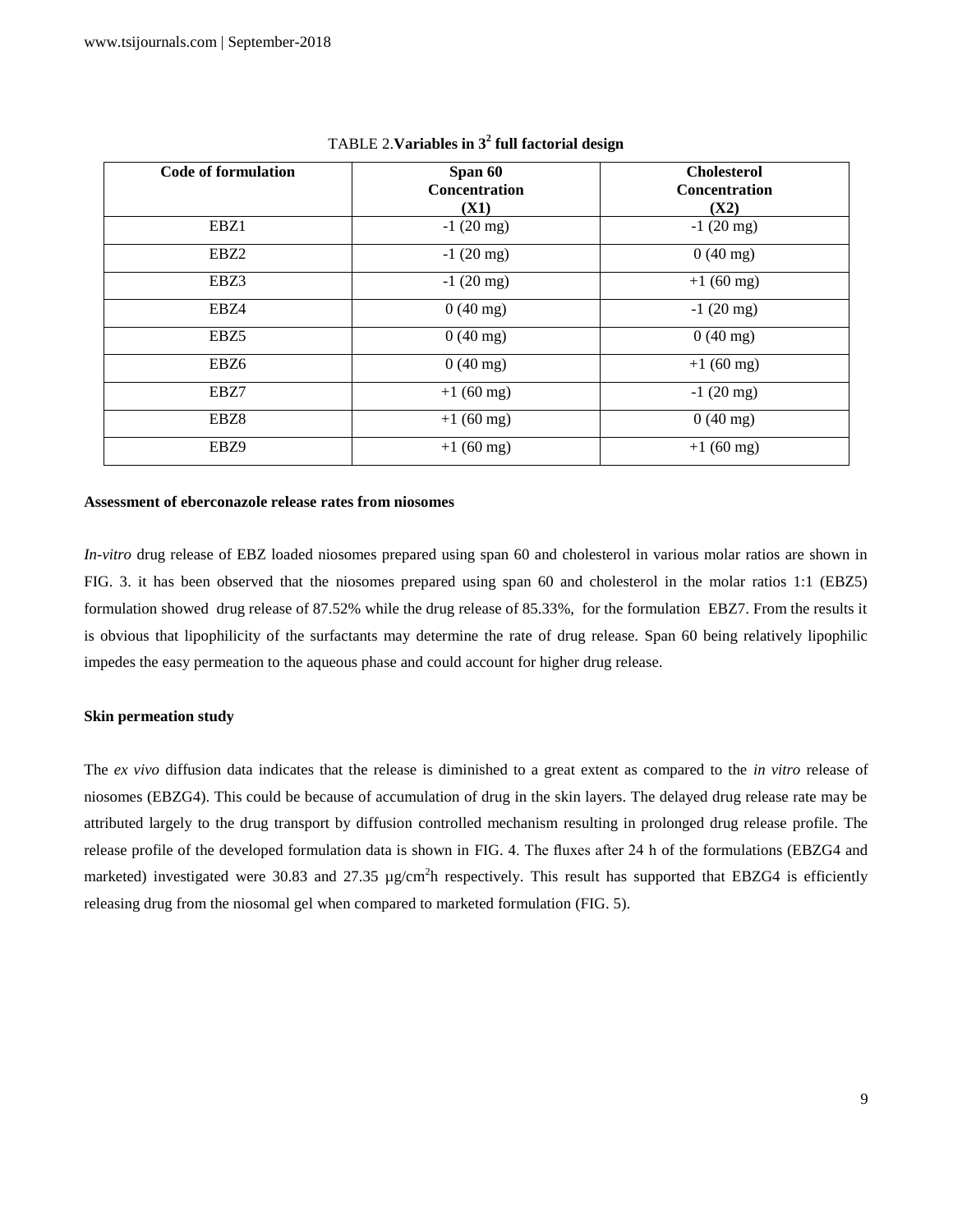TABLE 2. **Variables in $3^2$ full factorial design**

| Code of formulation | Span 60 Concentration (X1) | Cholesterol Concentration (X2) |
|---|---|---|
| EBZ1 | -1 (20 mg) | -1 (20 mg) |
| EBZ2 | -1 (20 mg) | 0 (40 mg) |
| EBZ3 | -1 (20 mg) | +1 (60 mg) |
| EBZ4 | 0 (40 mg) | -1 (20 mg) |
| EBZ5 | 0 (40 mg) | 0 (40 mg) |
| EBZ6 | 0 (40 mg) | +1 (60 mg) |
| EBZ7 | +1 (60 mg) | -1 (20 mg) |
| EBZ8 | +1 (60 mg) | 0 (40 mg) |
| EBZ9 | +1 (60 mg) | +1 (60 mg) |

**Assessment of eberconazole release rates from niosomes**

*In-vitro* drug release of EBZ loaded niosomes prepared using span 60 and cholesterol in various molar ratios are shown in FIG. 3. it has been observed that the niosomes prepared using span 60 and cholesterol in the molar ratios 1:1 (EBZ5) formulation showed drug release of 87.52% while the drug release of 85.33%, for the formulation EBZ7. From the results it is obvious that lipophilicity of the surfactants may determine the rate of drug release. Span 60 being relatively lipophilic impedes the easy permeation to the aqueous phase and could account for higher drug release.

**Skin permeation study**

The *ex vivo* diffusion data indicates that the release is diminished to a great extent as compared to the *in vitro* release of niosomes (EBZG4). This could be because of accumulation of drug in the skin layers. The delayed drug release rate may be attributed largely to the drug transport by diffusion controlled mechanism resulting in prolonged drug release profile. The release profile of the developed formulation data is shown in FIG. 4. The fluxes after 24 h of the formulations (EBZG4 and marketed) investigated were 30.83 and 27.35 µg/cm$^2$h respectively. This result has supported that EBZG4 is efficiently releasing drug from the niosomal gel when compared to marketed formulation (FIG. 5).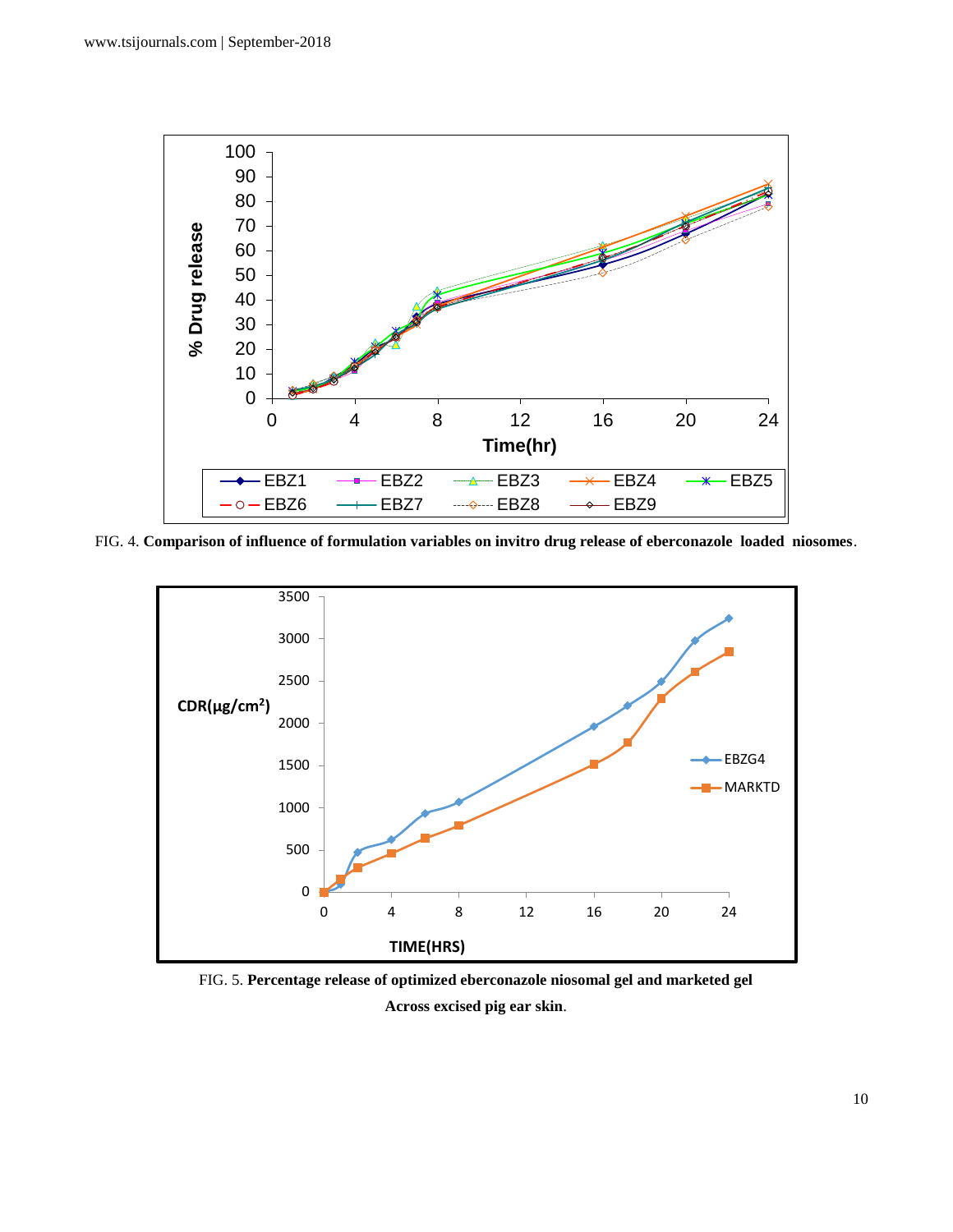FIG. 4. **Comparison of influence of formulation variables on invitro drug release of eberconazole loaded niosomes**.

FIG. 5. **Percentage release of optimized eberconazole niosomal gel and marketed gel Across excised pig ear skin**.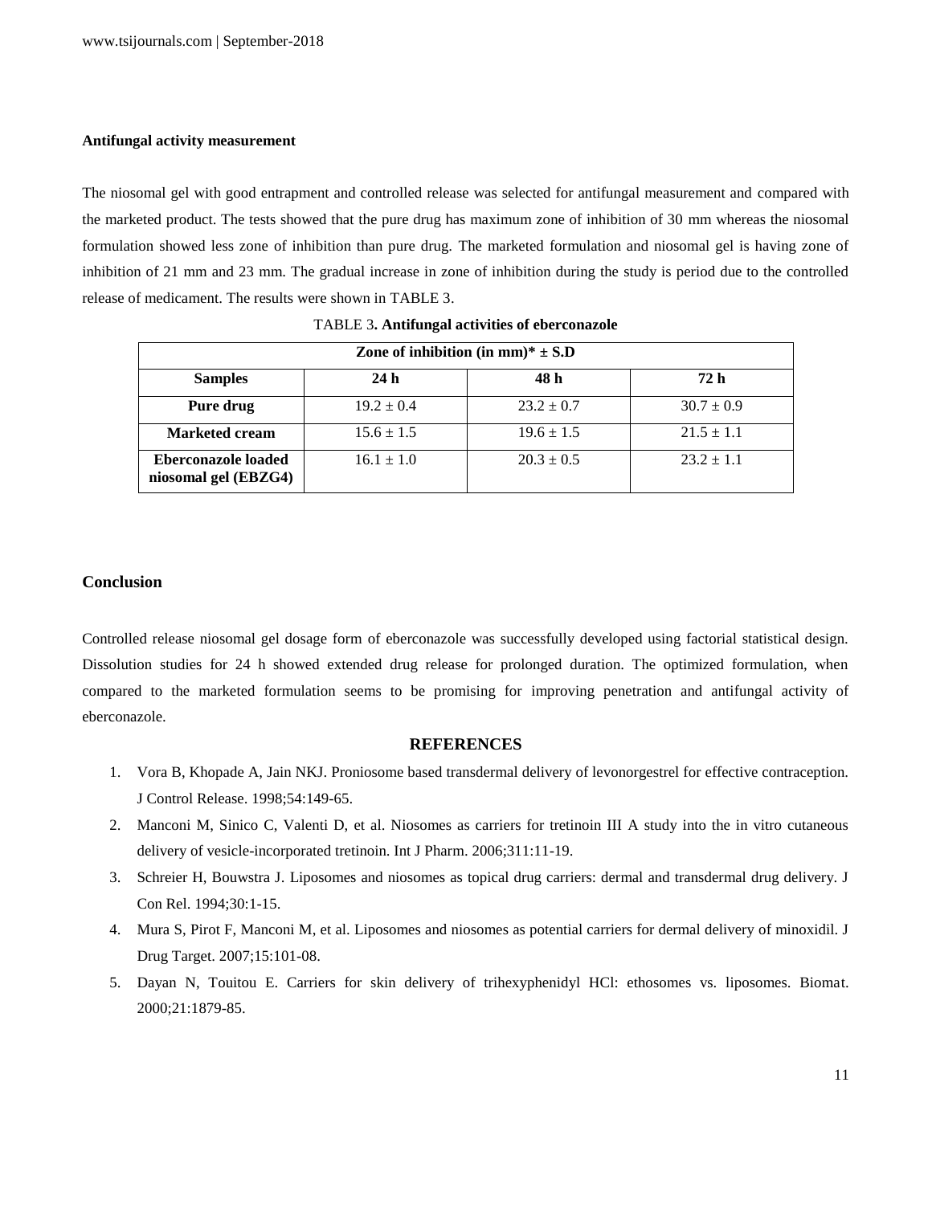### Antifungal activity measurement

The niosomal gel with good entrapment and controlled release was selected for antifungal measurement and compared with the marketed product. The tests showed that the pure drug has maximum zone of inhibition of 30 mm whereas the niosomal formulation showed less zone of inhibition than pure drug. The marketed formulation and niosomal gel is having zone of inhibition of 21 mm and 23 mm. The gradual increase in zone of inhibition during the study is period due to the controlled release of medicament. The results were shown in TABLE 3.

TABLE 3**. Antifungal activities of eberconazole**

| Zone of inhibition (in mm)* ± S.D | | | |
|---|---|---|---|
| **Samples** | **24 h** | **48 h** | **72 h** |
| **Pure drug** | 19.2 ± 0.4 | 23.2 ± 0.7 | 30.7 ± 0.9 |
| **Marketed cream** | 15.6 ± 1.5 | 19.6 ± 1.5 | 21.5 ± 1.1 |
| **Eberconazole loaded niosomal gel (EBZG4)** | 16.1 ± 1.0 | 20.3 ± 0.5 | 23.2 ± 1.1 |

## Conclusion

Controlled release niosomal gel dosage form of eberconazole was successfully developed using factorial statistical design. Dissolution studies for 24 h showed extended drug release for prolonged duration. The optimized formulation, when compared to the marketed formulation seems to be promising for improving penetration and antifungal activity of eberconazole.

## REFERENCES

1. Vora B, Khopade A, Jain NKJ. Proniosome based transdermal delivery of levonorgestrel for effective contraception. J Control Release. 1998;54:149-65.
2. Manconi M, Sinico C, Valenti D, et al. Niosomes as carriers for tretinoin III A study into the in vitro cutaneous delivery of vesicle-incorporated tretinoin. Int J Pharm. 2006;311:11-19.
3. Schreier H, Bouwstra J. Liposomes and niosomes as topical drug carriers: dermal and transdermal drug delivery. J Con Rel. 1994;30:1-15.
4. Mura S, Pirot F, Manconi M, et al. Liposomes and niosomes as potential carriers for dermal delivery of minoxidil. J Drug Target. 2007;15:101-08.
5. Dayan N, Touitou E. Carriers for skin delivery of trihexyphenidyl HCl: ethosomes vs. liposomes. Biomat. 2000;21:1879-85.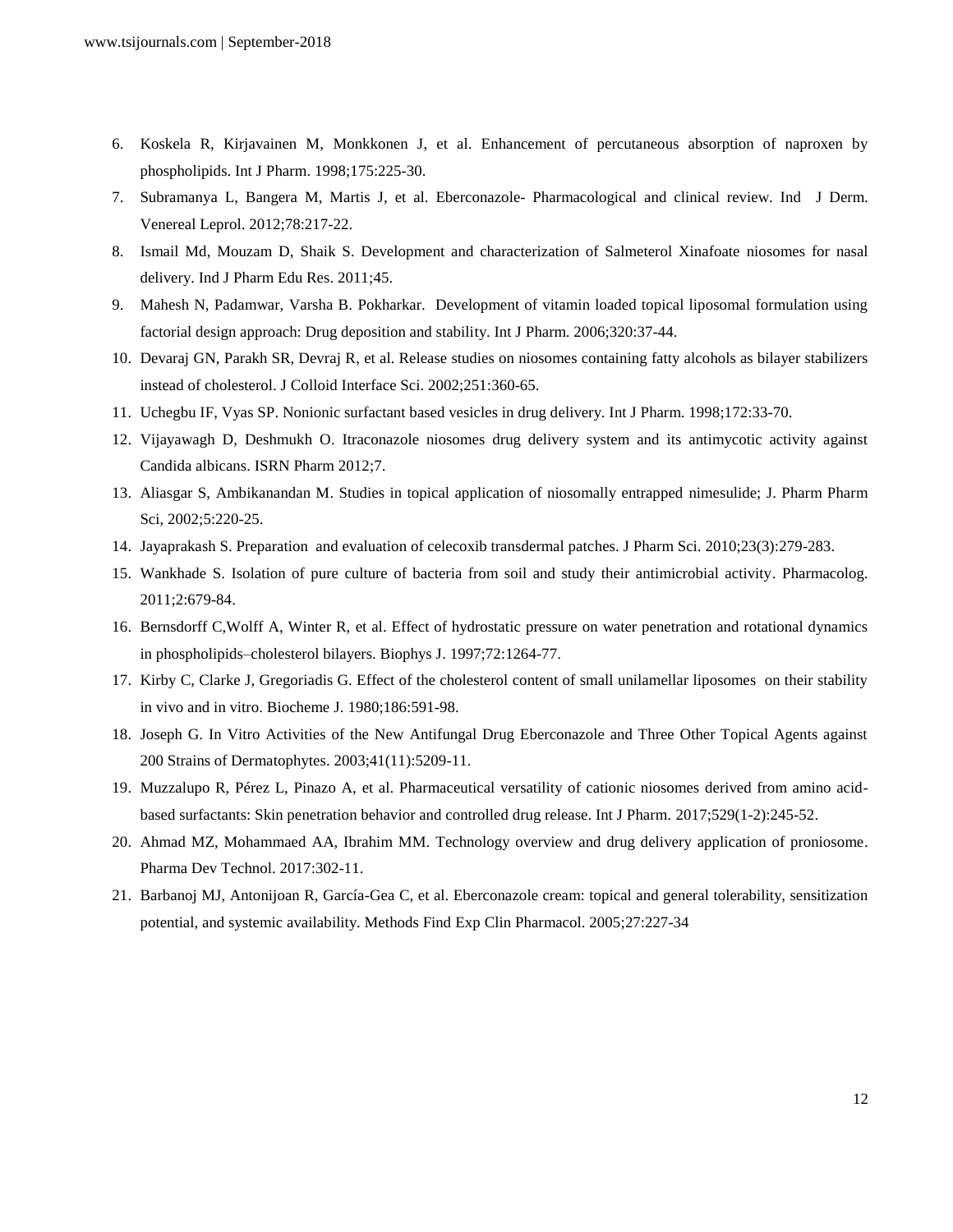6. Koskela R, Kirjavainen M, Monkkonen J, et al. Enhancement of percutaneous absorption of naproxen by phospholipids. Int J Pharm. 1998;175:225-30.
7. Subramanya L, Bangera M, Martis J, et al. Eberconazole- Pharmacological and clinical review. Ind J Derm. Venereal Leprol. 2012;78:217-22.
8. Ismail Md, Mouzam D, Shaik S. Development and characterization of Salmeterol Xinafoate niosomes for nasal delivery. Ind J Pharm Edu Res. 2011;45.
9. Mahesh N, Padamwar, Varsha B. Pokharkar. Development of vitamin loaded topical liposomal formulation using factorial design approach: Drug deposition and stability. Int J Pharm. 2006;320:37-44.
10. Devaraj GN, Parakh SR, Devraj R, et al. Release studies on niosomes containing fatty alcohols as bilayer stabilizers instead of cholesterol. J Colloid Interface Sci. 2002;251:360-65.
11. Uchegbu IF, Vyas SP. Nonionic surfactant based vesicles in drug delivery. Int J Pharm. 1998;172:33-70.
12. Vijayawagh D, Deshmukh O. Itraconazole niosomes drug delivery system and its antimycotic activity against Candida albicans. ISRN Pharm 2012;7.
13. Aliasgar S, Ambikanandan M. Studies in topical application of niosomally entrapped nimesulide; J. Pharm Pharm Sci, 2002;5:220-25.
14. Jayaprakash S. Preparation and evaluation of celecoxib transdermal patches. J Pharm Sci. 2010;23(3):279-283.
15. Wankhade S. Isolation of pure culture of bacteria from soil and study their antimicrobial activity. Pharmacolog. 2011;2:679-84.
16. Bernsdorff C,Wolff A, Winter R, et al. Effect of hydrostatic pressure on water penetration and rotational dynamics in phospholipids–cholesterol bilayers. Biophys J. 1997;72:1264-77.
17. Kirby C, Clarke J, Gregoriadis G. Effect of the cholesterol content of small unilamellar liposomes on their stability in vivo and in vitro. Bioch​eme J. 1980;186:591-98.
18. Joseph G. In Vitro Activities of the New Antifungal Drug Eberconazole and Three Other Topical Agents against 200 Strains of Dermatophytes. 2003;41(11):5209-11.
19. Muzzalupo R, Pérez L, Pinazo A, et al. Pharmaceutical versatility of cationic niosomes derived from amino acid-based surfactants: Skin penetration behavior and controlled drug release. Int J Pharm. 2017;529(1-2):245-52.
20. Ahmad MZ, Mohammaed AA, Ibrahim MM. Technology overview and drug delivery application of proniosome. Pharma Dev Technol. 2017:302-11.
21. Barbanoj MJ, Antonijoan R, García-Gea C, et al. Eberconazole cream: topical and general tolerability, sensitization potential, and systemic availability. Methods Find Exp Clin Pharmacol. 2005;27:227-34